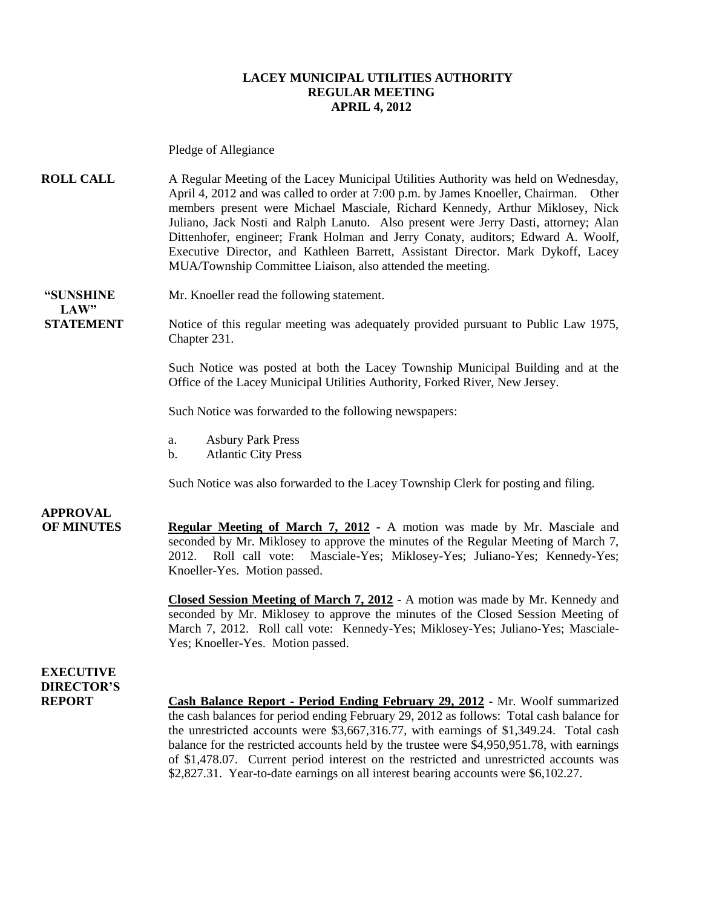**LACEY MUNICIPAL UTILITIES AUTHORITY**
**REGULAR MEETING**
**APRIL 4, 2012**

Pledge of Allegiance

**ROLL CALL** A Regular Meeting of the Lacey Municipal Utilities Authority was held on Wednesday, April 4, 2012 and was called to order at 7:00 p.m. by James Knoeller, Chairman. Other members present were Michael Masciale, Richard Kennedy, Arthur Miklosey, Nick Juliano, Jack Nosti and Ralph Lanuto. Also present were Jerry Dasti, attorney; Alan Dittenhofer, engineer; Frank Holman and Jerry Conaty, auditors; Edward A. Woolf, Executive Director, and Kathleen Barrett, Assistant Director. Mark Dykoff, Lacey MUA/Township Committee Liaison, also attended the meeting.

**"SUNSHINE LAW" STATEMENT** Mr. Knoeller read the following statement.

Notice of this regular meeting was adequately provided pursuant to Public Law 1975, Chapter 231.

Such Notice was posted at both the Lacey Township Municipal Building and at the Office of the Lacey Municipal Utilities Authority, Forked River, New Jersey.

Such Notice was forwarded to the following newspapers:

a. Asbury Park Press
b. Atlantic City Press

Such Notice was also forwarded to the Lacey Township Clerk for posting and filing.

**APPROVAL OF MINUTES** **Regular Meeting of March 7, 2012** - A motion was made by Mr. Masciale and seconded by Mr. Miklosey to approve the minutes of the Regular Meeting of March 7, 2012. Roll call vote: Masciale-Yes; Miklosey-Yes; Juliano-Yes; Kennedy-Yes; Knoeller-Yes. Motion passed.

**Closed Session Meeting of March 7, 2012** - A motion was made by Mr. Kennedy and seconded by Mr. Miklosey to approve the minutes of the Closed Session Meeting of March 7, 2012. Roll call vote: Kennedy-Yes; Miklosey-Yes; Juliano-Yes; Masciale-Yes; Knoeller-Yes. Motion passed.

**EXECUTIVE DIRECTOR'S REPORT** **Cash Balance Report - Period Ending February 29, 2012** - Mr. Woolf summarized the cash balances for period ending February 29, 2012 as follows: Total cash balance for the unrestricted accounts were $3,667,316.77, with earnings of $1,349.24. Total cash balance for the restricted accounts held by the trustee were $4,950,951.78, with earnings of $1,478.07. Current period interest on the restricted and unrestricted accounts was $2,827.31. Year-to-date earnings on all interest bearing accounts were $6,102.27.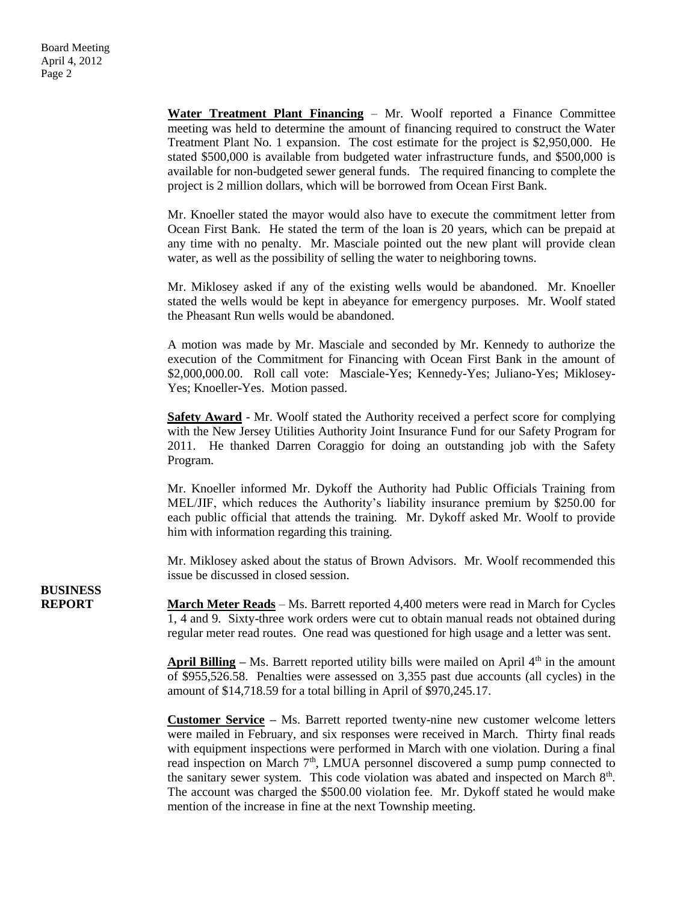**Water Treatment Plant Financing** – Mr. Woolf reported a Finance Committee meeting was held to determine the amount of financing required to construct the Water Treatment Plant No. 1 expansion. The cost estimate for the project is $2,950,000. He stated $500,000 is available from budgeted water infrastructure funds, and $500,000 is available for non-budgeted sewer general funds. The required financing to complete the project is 2 million dollars, which will be borrowed from Ocean First Bank.

Mr. Knoeller stated the mayor would also have to execute the commitment letter from Ocean First Bank. He stated the term of the loan is 20 years, which can be prepaid at any time with no penalty. Mr. Masciale pointed out the new plant will provide clean water, as well as the possibility of selling the water to neighboring towns.

Mr. Miklosey asked if any of the existing wells would be abandoned. Mr. Knoeller stated the wells would be kept in abeyance for emergency purposes. Mr. Woolf stated the Pheasant Run wells would be abandoned.

A motion was made by Mr. Masciale and seconded by Mr. Kennedy to authorize the execution of the Commitment for Financing with Ocean First Bank in the amount of $2,000,000.00. Roll call vote: Masciale-Yes; Kennedy-Yes; Juliano-Yes; Miklosey-Yes; Knoeller-Yes. Motion passed.

**Safety Award** - Mr. Woolf stated the Authority received a perfect score for complying with the New Jersey Utilities Authority Joint Insurance Fund for our Safety Program for 2011. He thanked Darren Coraggio for doing an outstanding job with the Safety Program.

Mr. Knoeller informed Mr. Dykoff the Authority had Public Officials Training from MEL/JIF, which reduces the Authority's liability insurance premium by $250.00 for each public official that attends the training. Mr. Dykoff asked Mr. Woolf to provide him with information regarding this training.

Mr. Miklosey asked about the status of Brown Advisors. Mr. Woolf recommended this issue be discussed in closed session.

**BUSINESS REPORT**

**March Meter Reads** – Ms. Barrett reported 4,400 meters were read in March for Cycles 1, 4 and 9. Sixty-three work orders were cut to obtain manual reads not obtained during regular meter read routes. One read was questioned for high usage and a letter was sent.

**April Billing** – Ms. Barrett reported utility bills were mailed on April 4th in the amount of $955,526.58. Penalties were assessed on 3,355 past due accounts (all cycles) in the amount of $14,718.59 for a total billing in April of $970,245.17.

**Customer Service** – Ms. Barrett reported twenty-nine new customer welcome letters were mailed in February, and six responses were received in March. Thirty final reads with equipment inspections were performed in March with one violation. During a final read inspection on March 7th, LMUA personnel discovered a sump pump connected to the sanitary sewer system. This code violation was abated and inspected on March 8th. The account was charged the $500.00 violation fee. Mr. Dykoff stated he would make mention of the increase in fine at the next Township meeting.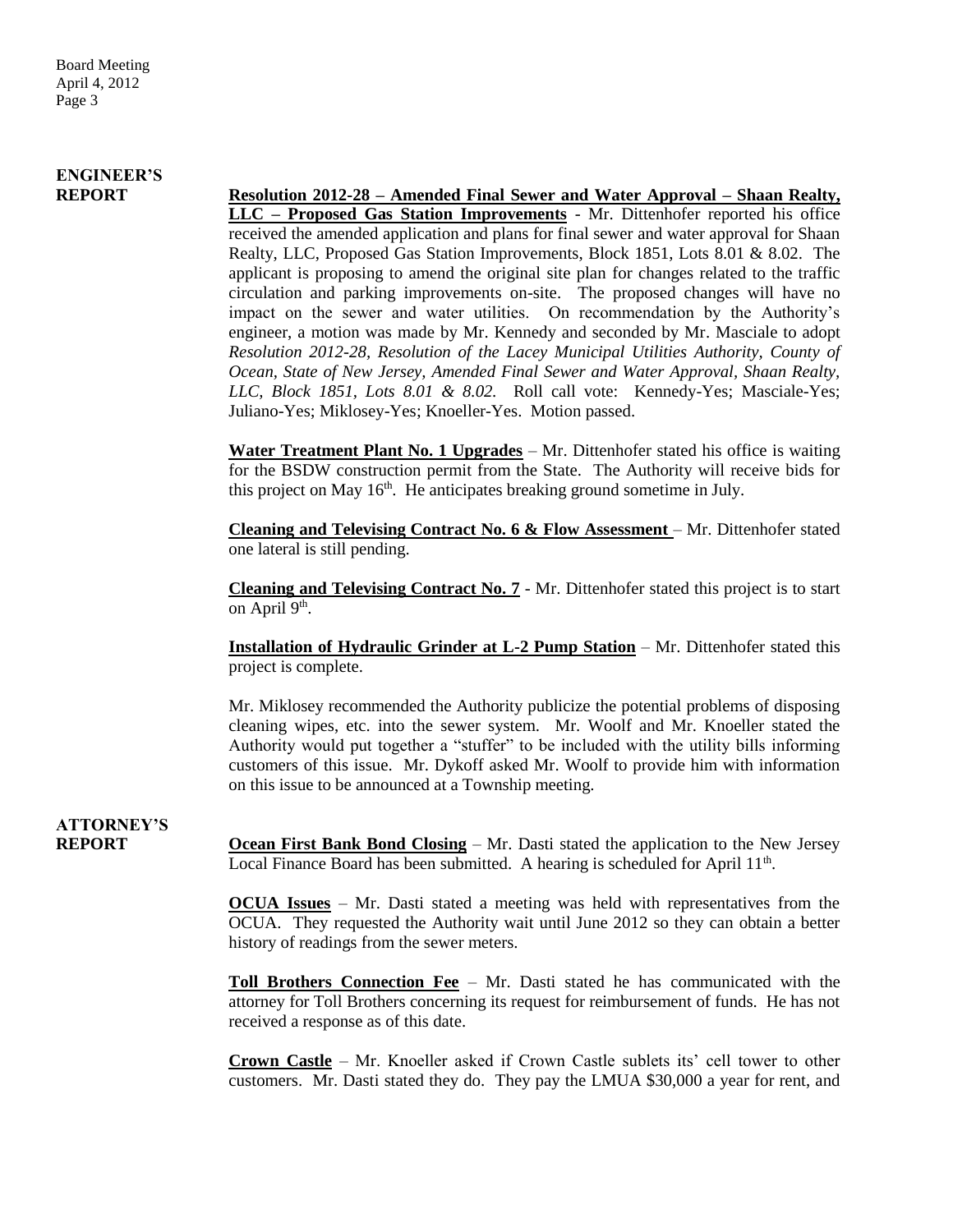**ENGINEER'S REPORT**

**Resolution 2012-28 – Amended Final Sewer and Water Approval – Shaan Realty, LLC – Proposed Gas Station Improvements** - Mr. Dittenhofer reported his office received the amended application and plans for final sewer and water approval for Shaan Realty, LLC, Proposed Gas Station Improvements, Block 1851, Lots 8.01 & 8.02. The applicant is proposing to amend the original site plan for changes related to the traffic circulation and parking improvements on-site. The proposed changes will have no impact on the sewer and water utilities. On recommendation by the Authority's engineer, a motion was made by Mr. Kennedy and seconded by Mr. Masciale to adopt *Resolution 2012-28, Resolution of the Lacey Municipal Utilities Authority, County of Ocean, State of New Jersey, Amended Final Sewer and Water Approval, Shaan Realty, LLC, Block 1851, Lots 8.01 & 8.02.* Roll call vote: Kennedy-Yes; Masciale-Yes; Juliano-Yes; Miklosey-Yes; Knoeller-Yes. Motion passed.

**Water Treatment Plant No. 1 Upgrades** – Mr. Dittenhofer stated his office is waiting for the BSDW construction permit from the State. The Authority will receive bids for this project on May 16th. He anticipates breaking ground sometime in July.

**Cleaning and Televising Contract No. 6 & Flow Assessment** – Mr. Dittenhofer stated one lateral is still pending.

**Cleaning and Televising Contract No. 7** - Mr. Dittenhofer stated this project is to start on April 9th.

**Installation of Hydraulic Grinder at L-2 Pump Station** – Mr. Dittenhofer stated this project is complete.

Mr. Miklosey recommended the Authority publicize the potential problems of disposing cleaning wipes, etc. into the sewer system. Mr. Woolf and Mr. Knoeller stated the Authority would put together a "stuffer" to be included with the utility bills informing customers of this issue. Mr. Dykoff asked Mr. Woolf to provide him with information on this issue to be announced at a Township meeting.

**ATTORNEY'S REPORT**

**Ocean First Bank Bond Closing** – Mr. Dasti stated the application to the New Jersey Local Finance Board has been submitted. A hearing is scheduled for April 11th.

**OCUA Issues** – Mr. Dasti stated a meeting was held with representatives from the OCUA. They requested the Authority wait until June 2012 so they can obtain a better history of readings from the sewer meters.

**Toll Brothers Connection Fee** – Mr. Dasti stated he has communicated with the attorney for Toll Brothers concerning its request for reimbursement of funds. He has not received a response as of this date.

**Crown Castle** – Mr. Knoeller asked if Crown Castle sublets its' cell tower to other customers. Mr. Dasti stated they do. They pay the LMUA $30,000 a year for rent, and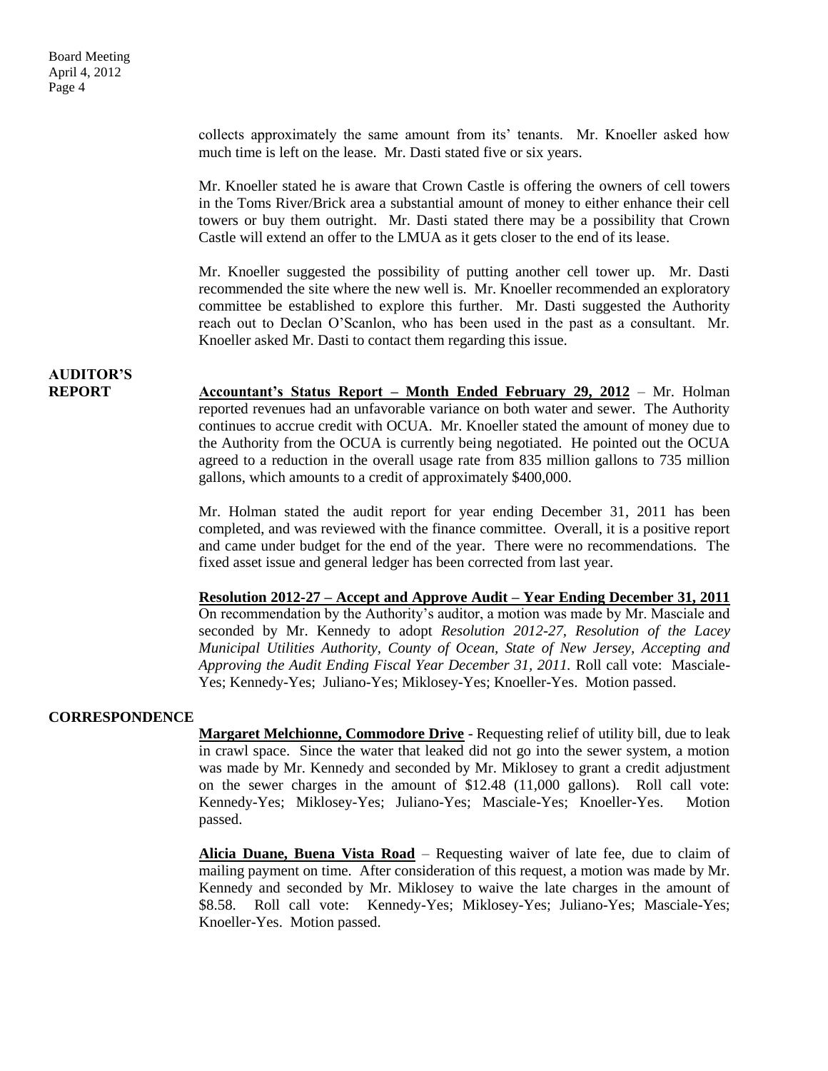collects approximately the same amount from its' tenants. Mr. Knoeller asked how much time is left on the lease. Mr. Dasti stated five or six years.

Mr. Knoeller stated he is aware that Crown Castle is offering the owners of cell towers in the Toms River/Brick area a substantial amount of money to either enhance their cell towers or buy them outright. Mr. Dasti stated there may be a possibility that Crown Castle will extend an offer to the LMUA as it gets closer to the end of its lease.

Mr. Knoeller suggested the possibility of putting another cell tower up. Mr. Dasti recommended the site where the new well is. Mr. Knoeller recommended an exploratory committee be established to explore this further. Mr. Dasti suggested the Authority reach out to Declan O'Scanlon, who has been used in the past as a consultant. Mr. Knoeller asked Mr. Dasti to contact them regarding this issue.

**AUDITOR'S REPORT**

**Accountant's Status Report – Month Ended February 29, 2012** – Mr. Holman reported revenues had an unfavorable variance on both water and sewer. The Authority continues to accrue credit with OCUA. Mr. Knoeller stated the amount of money due to the Authority from the OCUA is currently being negotiated. He pointed out the OCUA agreed to a reduction in the overall usage rate from 835 million gallons to 735 million gallons, which amounts to a credit of approximately $400,000.

Mr. Holman stated the audit report for year ending December 31, 2011 has been completed, and was reviewed with the finance committee. Overall, it is a positive report and came under budget for the end of the year. There were no recommendations. The fixed asset issue and general ledger has been corrected from last year.

**Resolution 2012-27 – Accept and Approve Audit – Year Ending December 31, 2011**
On recommendation by the Authority's auditor, a motion was made by Mr. Masciale and seconded by Mr. Kennedy to adopt *Resolution 2012-27, Resolution of the Lacey Municipal Utilities Authority, County of Ocean, State of New Jersey, Accepting and Approving the Audit Ending Fiscal Year December 31, 2011.* Roll call vote: Masciale-Yes; Kennedy-Yes; Juliano-Yes; Miklosey-Yes; Knoeller-Yes. Motion passed.

**CORRESPONDENCE**

**Margaret Melchionne, Commodore Drive** - Requesting relief of utility bill, due to leak in crawl space. Since the water that leaked did not go into the sewer system, a motion was made by Mr. Kennedy and seconded by Mr. Miklosey to grant a credit adjustment on the sewer charges in the amount of $12.48 (11,000 gallons). Roll call vote: Kennedy-Yes; Miklosey-Yes; Juliano-Yes; Masciale-Yes; Knoeller-Yes. Motion passed.

**Alicia Duane, Buena Vista Road** – Requesting waiver of late fee, due to claim of mailing payment on time. After consideration of this request, a motion was made by Mr. Kennedy and seconded by Mr. Miklosey to waive the late charges in the amount of $8.58. Roll call vote: Kennedy-Yes; Miklosey-Yes; Juliano-Yes; Masciale-Yes; Knoeller-Yes. Motion passed.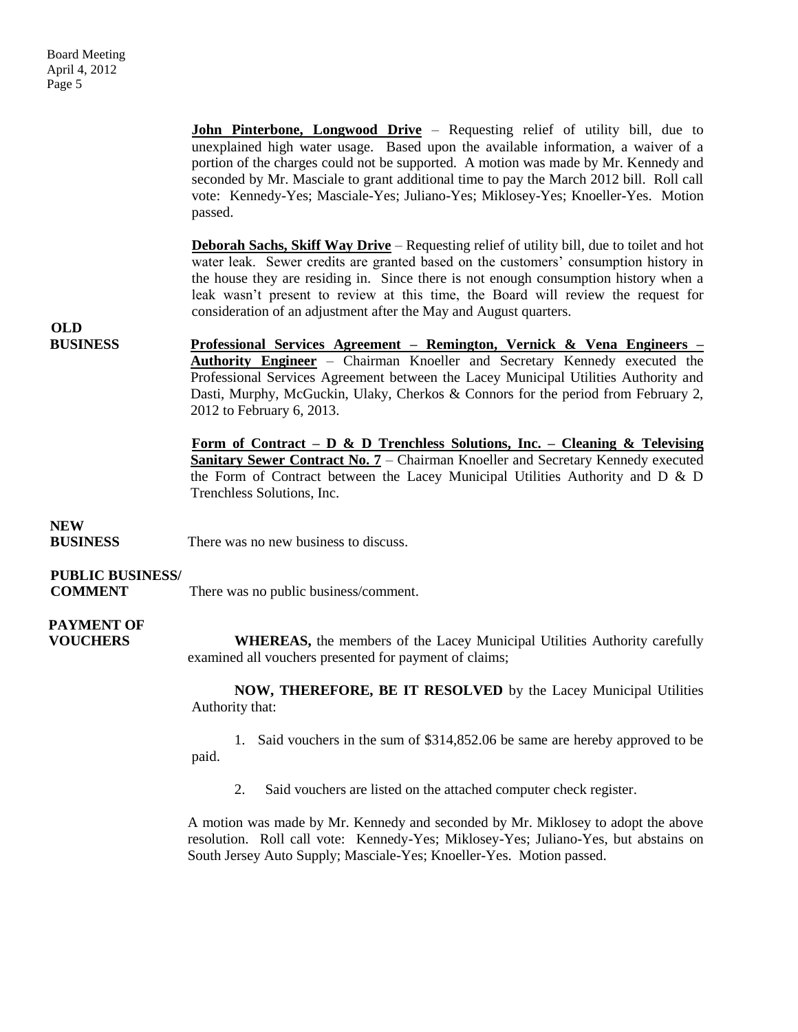**John Pinterbone, Longwood Drive** – Requesting relief of utility bill, due to unexplained high water usage. Based upon the available information, a waiver of a portion of the charges could not be supported. A motion was made by Mr. Kennedy and seconded by Mr. Masciale to grant additional time to pay the March 2012 bill. Roll call vote: Kennedy-Yes; Masciale-Yes; Juliano-Yes; Miklosey-Yes; Knoeller-Yes. Motion passed.

**Deborah Sachs, Skiff Way Drive** – Requesting relief of utility bill, due to toilet and hot water leak. Sewer credits are granted based on the customers' consumption history in the house they are residing in. Since there is not enough consumption history when a leak wasn't present to review at this time, the Board will review the request for consideration of an adjustment after the May and August quarters.

**OLD BUSINESS**

**Professional Services Agreement – Remington, Vernick & Vena Engineers – Authority Engineer** – Chairman Knoeller and Secretary Kennedy executed the Professional Services Agreement between the Lacey Municipal Utilities Authority and Dasti, Murphy, McGuckin, Ulaky, Cherkos & Connors for the period from February 2, 2012 to February 6, 2013.

**Form of Contract – D & D Trenchless Solutions, Inc. – Cleaning & Televising Sanitary Sewer Contract No. 7** – Chairman Knoeller and Secretary Kennedy executed the Form of Contract between the Lacey Municipal Utilities Authority and D & D Trenchless Solutions, Inc.

**NEW BUSINESS**

There was no new business to discuss.

**PUBLIC BUSINESS/ COMMENT**

There was no public business/comment.

**PAYMENT OF VOUCHERS**

**WHEREAS,** the members of the Lacey Municipal Utilities Authority carefully examined all vouchers presented for payment of claims;

**NOW, THEREFORE, BE IT RESOLVED** by the Lacey Municipal Utilities Authority that:

1. Said vouchers in the sum of $314,852.06 be same are hereby approved to be paid.
2. Said vouchers are listed on the attached computer check register.

A motion was made by Mr. Kennedy and seconded by Mr. Miklosey to adopt the above resolution. Roll call vote: Kennedy-Yes; Miklosey-Yes; Juliano-Yes, but abstains on South Jersey Auto Supply; Masciale-Yes; Knoeller-Yes. Motion passed.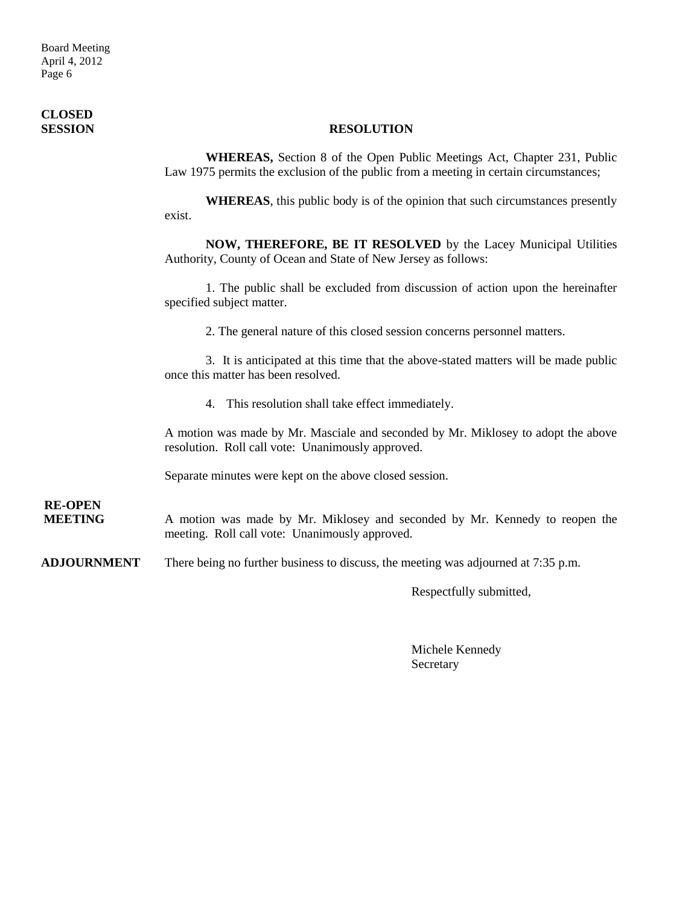**CLOSED SESSION**

**RESOLUTION**

**WHEREAS,** Section 8 of the Open Public Meetings Act, Chapter 231, Public Law 1975 permits the exclusion of the public from a meeting in certain circumstances;

**WHEREAS**, this public body is of the opinion that such circumstances presently exist.

**NOW, THEREFORE, BE IT RESOLVED** by the Lacey Municipal Utilities Authority, County of Ocean and State of New Jersey as follows:

1. The public shall be excluded from discussion of action upon the hereinafter specified subject matter.

2. The general nature of this closed session concerns personnel matters.

3. It is anticipated at this time that the above-stated matters will be made public once this matter has been resolved.

4. This resolution shall take effect immediately.

A motion was made by Mr. Masciale and seconded by Mr. Miklosey to adopt the above resolution. Roll call vote: Unanimously approved.

Separate minutes were kept on the above closed session.

**RE-OPEN MEETING**

A motion was made by Mr. Miklosey and seconded by Mr. Kennedy to reopen the meeting. Roll call vote: Unanimously approved.

**ADJOURNMENT**

There being no further business to discuss, the meeting was adjourned at 7:35 p.m.

Respectfully submitted,

Michele Kennedy
Secretary